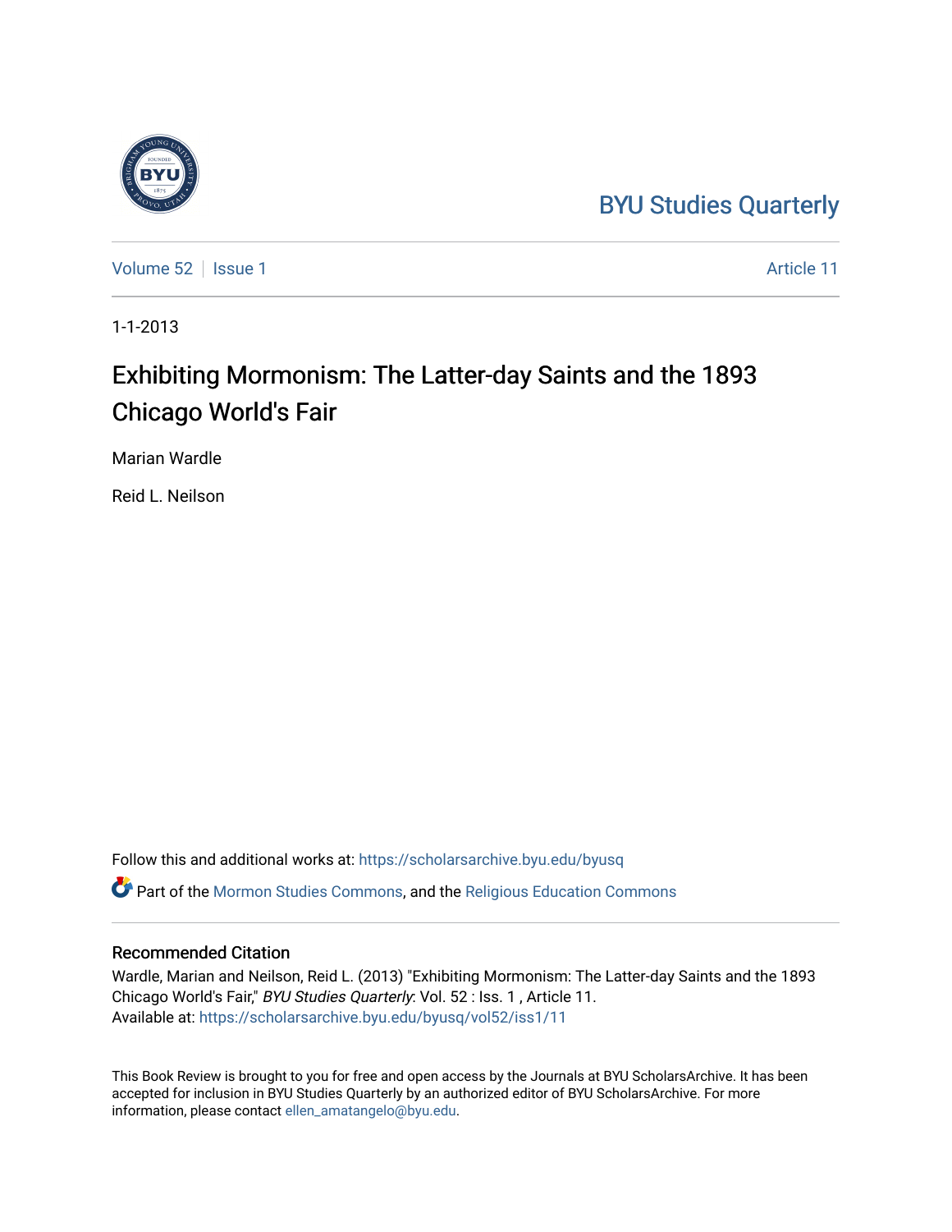BYU Studies Quarterly

Volume 52 | Issue 1 | Article 11

1-1-2013

# Exhibiting Mormonism: The Latter-day Saints and the 1893 Chicago World's Fair

Marian Wardle

Reid L. Neilson

Follow this and additional works at: https://scholarsarchive.byu.edu/byusq

Part of the Mormon Studies Commons, and the Religious Education Commons

## Recommended Citation

Wardle, Marian and Neilson, Reid L. (2013) "Exhibiting Mormonism: The Latter-day Saints and the 1893 Chicago World's Fair," *BYU Studies Quarterly*: Vol. 52 : Iss. 1 , Article 11.
Available at: https://scholarsarchive.byu.edu/byusq/vol52/iss1/11

This Book Review is brought to you for free and open access by the Journals at BYU ScholarsArchive. It has been accepted for inclusion in BYU Studies Quarterly by an authorized editor of BYU ScholarsArchive. For more information, please contact ellen_amatangelo@byu.edu.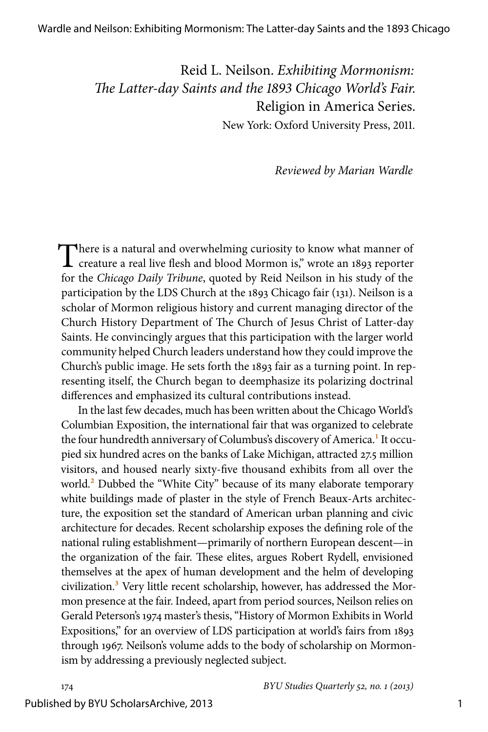Reid L. Neilson. *Exhibiting Mormonism: The Latter-day Saints and the 1893 Chicago World's Fair.* Religion in America Series.
New York: Oxford University Press, 2011.

*Reviewed by Marian Wardle*

"There is a natural and overwhelming curiosity to know what manner of creature a real live flesh and blood Mormon is," wrote an 1893 reporter for the *Chicago Daily Tribune*, quoted by Reid Neilson in his study of the participation by the LDS Church at the 1893 Chicago fair (131). Neilson is a scholar of Mormon religious history and current managing director of the Church History Department of The Church of Jesus Christ of Latter-day Saints. He convincingly argues that this participation with the larger world community helped Church leaders understand how they could improve the Church's public image. He sets forth the 1893 fair as a turning point. In representing itself, the Church began to deemphasize its polarizing doctrinal differences and emphasized its cultural contributions instead.

In the last few decades, much has been written about the Chicago World's Columbian Exposition, the international fair that was organized to celebrate the four hundredth anniversary of Columbus's discovery of America.[1] It occupied six hundred acres on the banks of Lake Michigan, attracted 27.5 million visitors, and housed nearly sixty-five thousand exhibits from all over the world.[2] Dubbed the "White City" because of its many elaborate temporary white buildings made of plaster in the style of French Beaux-Arts architecture, the exposition set the standard of American urban planning and civic architecture for decades. Recent scholarship exposes the defining role of the national ruling establishment—primarily of northern European descent—in the organization of the fair. These elites, argues Robert Rydell, envisioned themselves at the apex of human development and the helm of developing civilization.[3] Very little recent scholarship, however, has addressed the Mormon presence at the fair. Indeed, apart from period sources, Neilson relies on Gerald Peterson's 1974 master's thesis, "History of Mormon Exhibits in World Expositions," for an overview of LDS participation at world's fairs from 1893 through 1967. Neilson's volume adds to the body of scholarship on Mormonism by addressing a previously neglected subject.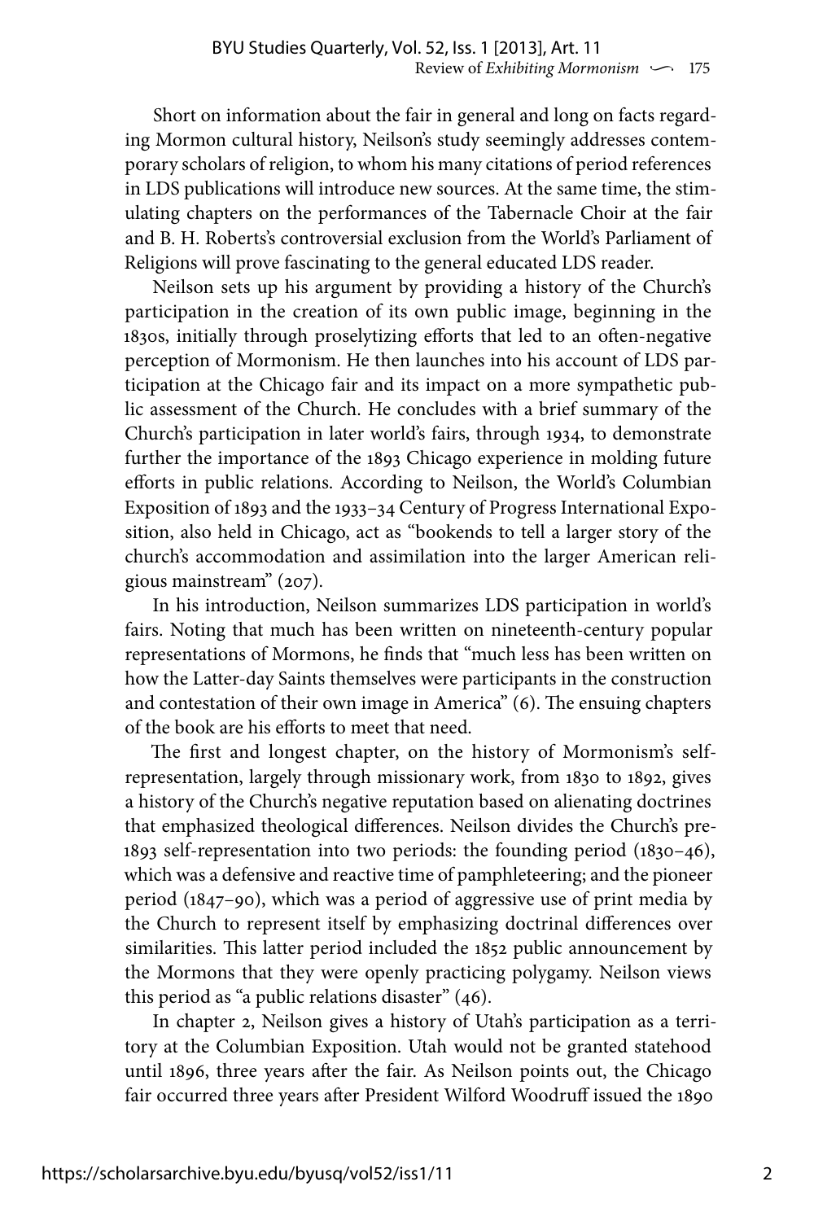Short on information about the fair in general and long on facts regarding Mormon cultural history, Neilson's study seemingly addresses contemporary scholars of religion, to whom his many citations of period references in LDS publications will introduce new sources. At the same time, the stimulating chapters on the performances of the Tabernacle Choir at the fair and B. H. Roberts's controversial exclusion from the World's Parliament of Religions will prove fascinating to the general educated LDS reader.

Neilson sets up his argument by providing a history of the Church's participation in the creation of its own public image, beginning in the 1830s, initially through proselytizing efforts that led to an often-negative perception of Mormonism. He then launches into his account of LDS participation at the Chicago fair and its impact on a more sympathetic public assessment of the Church. He concludes with a brief summary of the Church's participation in later world's fairs, through 1934, to demonstrate further the importance of the 1893 Chicago experience in molding future efforts in public relations. According to Neilson, the World's Columbian Exposition of 1893 and the 1933–34 Century of Progress International Exposition, also held in Chicago, act as "bookends to tell a larger story of the church's accommodation and assimilation into the larger American religious mainstream" (207).

In his introduction, Neilson summarizes LDS participation in world's fairs. Noting that much has been written on nineteenth-century popular representations of Mormons, he finds that "much less has been written on how the Latter-day Saints themselves were participants in the construction and contestation of their own image in America" (6). The ensuing chapters of the book are his efforts to meet that need.

The first and longest chapter, on the history of Mormonism's self-representation, largely through missionary work, from 1830 to 1892, gives a history of the Church's negative reputation based on alienating doctrines that emphasized theological differences. Neilson divides the Church's pre-1893 self-representation into two periods: the founding period (1830–46), which was a defensive and reactive time of pamphleteering; and the pioneer period (1847–90), which was a period of aggressive use of print media by the Church to represent itself by emphasizing doctrinal differences over similarities. This latter period included the 1852 public announcement by the Mormons that they were openly practicing polygamy. Neilson views this period as "a public relations disaster" (46).

In chapter 2, Neilson gives a history of Utah's participation as a territory at the Columbian Exposition. Utah would not be granted statehood until 1896, three years after the fair. As Neilson points out, the Chicago fair occurred three years after President Wilford Woodruff issued the 1890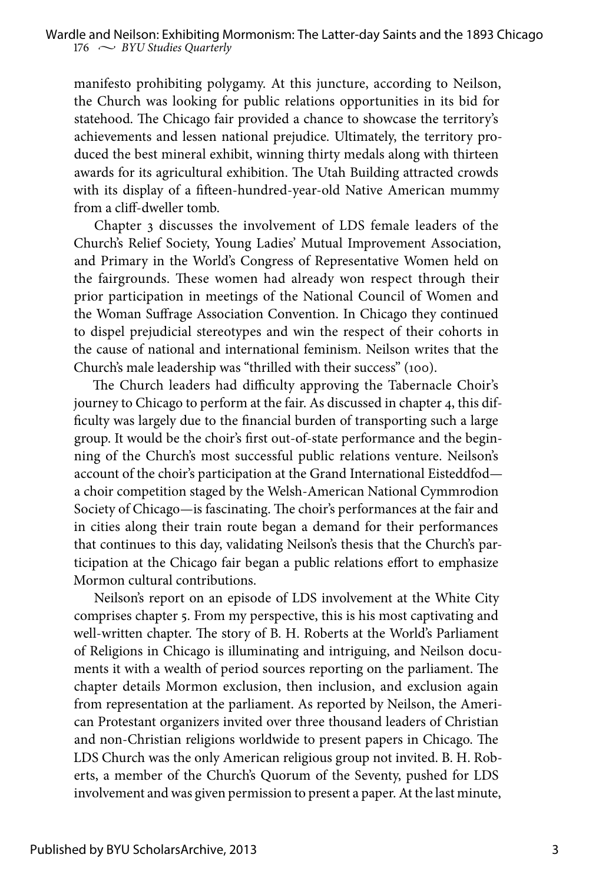manifesto prohibiting polygamy. At this juncture, according to Neilson, the Church was looking for public relations opportunities in its bid for statehood. The Chicago fair provided a chance to showcase the territory's achievements and lessen national prejudice. Ultimately, the territory produced the best mineral exhibit, winning thirty medals along with thirteen awards for its agricultural exhibition. The Utah Building attracted crowds with its display of a fifteen-hundred-year-old Native American mummy from a cliff-dweller tomb.

Chapter 3 discusses the involvement of LDS female leaders of the Church's Relief Society, Young Ladies' Mutual Improvement Association, and Primary in the World's Congress of Representative Women held on the fairgrounds. These women had already won respect through their prior participation in meetings of the National Council of Women and the Woman Suffrage Association Convention. In Chicago they continued to dispel prejudicial stereotypes and win the respect of their cohorts in the cause of national and international feminism. Neilson writes that the Church's male leadership was "thrilled with their success" (100).

The Church leaders had difficulty approving the Tabernacle Choir's journey to Chicago to perform at the fair. As discussed in chapter 4, this difficulty was largely due to the financial burden of transporting such a large group. It would be the choir's first out-of-state performance and the beginning of the Church's most successful public relations venture. Neilson's account of the choir's participation at the Grand International Eisteddfod—a choir competition staged by the Welsh-American National Cymmrodion Society of Chicago—is fascinating. The choir's performances at the fair and in cities along their train route began a demand for their performances that continues to this day, validating Neilson's thesis that the Church's participation at the Chicago fair began a public relations effort to emphasize Mormon cultural contributions.

Neilson's report on an episode of LDS involvement at the White City comprises chapter 5. From my perspective, this is his most captivating and well-written chapter. The story of B. H. Roberts at the World's Parliament of Religions in Chicago is illuminating and intriguing, and Neilson documents it with a wealth of period sources reporting on the parliament. The chapter details Mormon exclusion, then inclusion, and exclusion again from representation at the parliament. As reported by Neilson, the American Protestant organizers invited over three thousand leaders of Christian and non-Christian religions worldwide to present papers in Chicago. The LDS Church was the only American religious group not invited. B. H. Roberts, a member of the Church's Quorum of the Seventy, pushed for LDS involvement and was given permission to present a paper. At the last minute,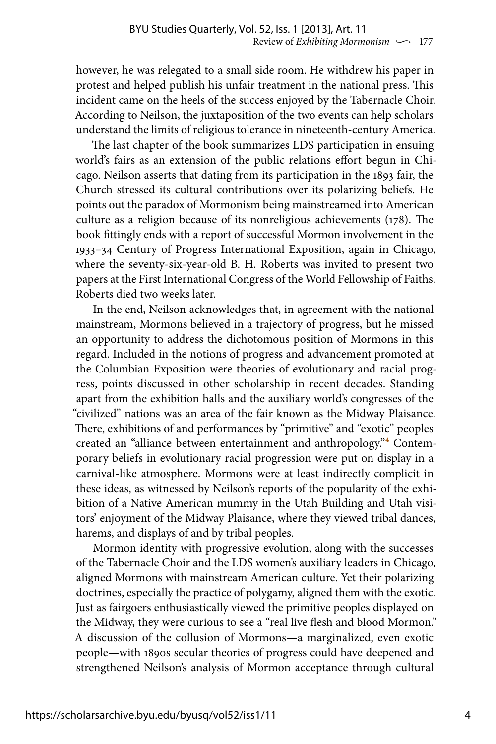however, he was relegated to a small side room. He withdrew his paper in protest and helped publish his unfair treatment in the national press. This incident came on the heels of the success enjoyed by the Tabernacle Choir. According to Neilson, the juxtaposition of the two events can help scholars understand the limits of religious tolerance in nineteenth-century America.

The last chapter of the book summarizes LDS participation in ensuing world's fairs as an extension of the public relations effort begun in Chicago. Neilson asserts that dating from its participation in the 1893 fair, the Church stressed its cultural contributions over its polarizing beliefs. He points out the paradox of Mormonism being mainstreamed into American culture as a religion because of its nonreligious achievements (178). The book fittingly ends with a report of successful Mormon involvement in the 1933–34 Century of Progress International Exposition, again in Chicago, where the seventy-six-year-old B. H. Roberts was invited to present two papers at the First International Congress of the World Fellowship of Faiths. Roberts died two weeks later.

In the end, Neilson acknowledges that, in agreement with the national mainstream, Mormons believed in a trajectory of progress, but he missed an opportunity to address the dichotomous position of Mormons in this regard. Included in the notions of progress and advancement promoted at the Columbian Exposition were theories of evolutionary and racial progress, points discussed in other scholarship in recent decades. Standing apart from the exhibition halls and the auxiliary world's congresses of the "civilized" nations was an area of the fair known as the Midway Plaisance. There, exhibitions of and performances by "primitive" and "exotic" peoples created an "alliance between entertainment and anthropology."[4] Contemporary beliefs in evolutionary racial progression were put on display in a carnival-like atmosphere. Mormons were at least indirectly complicit in these ideas, as witnessed by Neilson's reports of the popularity of the exhibition of a Native American mummy in the Utah Building and Utah visitors' enjoyment of the Midway Plaisance, where they viewed tribal dances, harems, and displays of and by tribal peoples.

Mormon identity with progressive evolution, along with the successes of the Tabernacle Choir and the LDS women's auxiliary leaders in Chicago, aligned Mormons with mainstream American culture. Yet their polarizing doctrines, especially the practice of polygamy, aligned them with the exotic. Just as fairgoers enthusiastically viewed the primitive peoples displayed on the Midway, they were curious to see a "real live flesh and blood Mormon." A discussion of the collusion of Mormons—a marginalized, even exotic people—with 1890s secular theories of progress could have deepened and strengthened Neilson's analysis of Mormon acceptance through cultural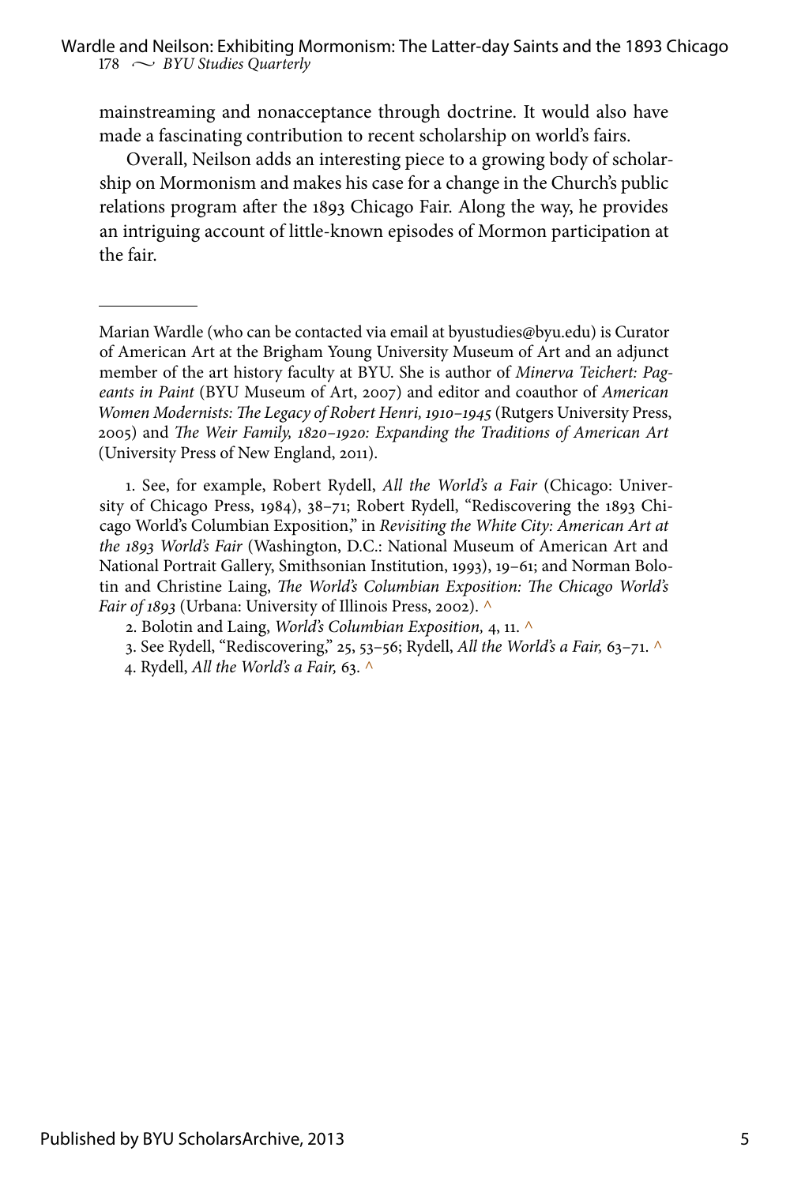mainstreaming and nonacceptance through doctrine. It would also have made a fascinating contribution to recent scholarship on world's fairs.

Overall, Neilson adds an interesting piece to a growing body of scholarship on Mormonism and makes his case for a change in the Church's public relations program after the 1893 Chicago Fair. Along the way, he provides an intriguing account of little-known episodes of Mormon participation at the fair.

---

Marian Wardle (who can be contacted via email at byustudies@byu.edu) is Curator of American Art at the Brigham Young University Museum of Art and an adjunct member of the art history faculty at BYU. She is author of *Minerva Teichert: Pageants in Paint* (BYU Museum of Art, 2007) and editor and coauthor of *American Women Modernists: The Legacy of Robert Henri, 1910–1945* (Rutgers University Press, 2005) and *The Weir Family, 1820–1920: Expanding the Traditions of American Art* (University Press of New England, 2011).

1. See, for example, Robert Rydell, *All the World's a Fair* (Chicago: University of Chicago Press, 1984), 38–71; Robert Rydell, "Rediscovering the 1893 Chicago World's Columbian Exposition," in *Revisiting the White City: American Art at the 1893 World's Fair* (Washington, D.C.: National Museum of American Art and National Portrait Gallery, Smithsonian Institution, 1993), 19–61; and Norman Bolotin and Christine Laing, *The World's Columbian Exposition: The Chicago World's Fair of 1893* (Urbana: University of Illinois Press, 2002). ^

2. Bolotin and Laing, *World's Columbian Exposition,* 4, 11. ^

3. See Rydell, "Rediscovering," 25, 53–56; Rydell, *All the World's a Fair,* 63–71. ^

4. Rydell, *All the World's a Fair,* 63. ^